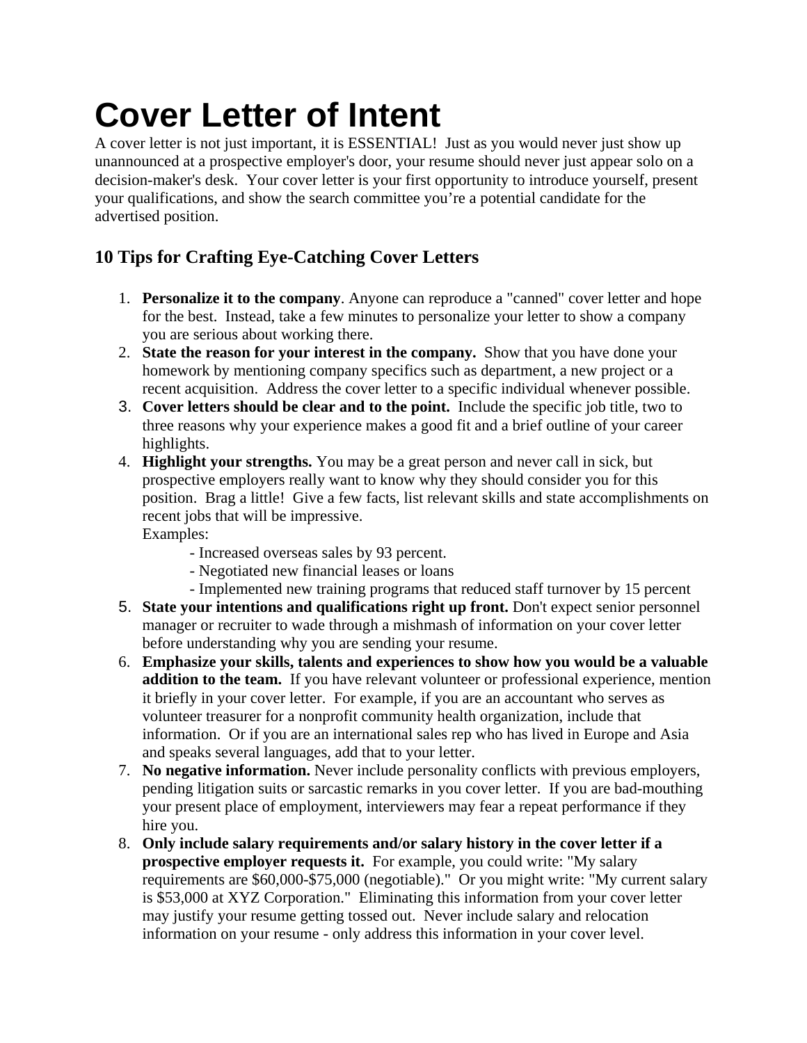# Cover Letter of Intent

A cover letter is not just important, it is ESSENTIAL! Just as you would never just show up unannounced at a prospective employer's door, your resume should never just appear solo on a decision-maker's desk. Your cover letter is your first opportunity to introduce yourself, present your qualifications, and show the search committee you're a potential candidate for the advertised position.

## 10 Tips for Crafting Eye-Catching Cover Letters

1. **Personalize it to the company**. Anyone can reproduce a "canned" cover letter and hope for the best. Instead, take a few minutes to personalize your letter to show a company you are serious about working there.
2. **State the reason for your interest in the company.** Show that you have done your homework by mentioning company specifics such as department, a new project or a recent acquisition. Address the cover letter to a specific individual whenever possible.
3. **Cover letters should be clear and to the point.** Include the specific job title, two to three reasons why your experience makes a good fit and a brief outline of your career highlights.
4. **Highlight your strengths.** You may be a great person and never call in sick, but prospective employers really want to know why they should consider you for this position. Brag a little! Give a few facts, list relevant skills and state accomplishments on recent jobs that will be impressive.
   Examples:
   - Increased overseas sales by 93 percent.
   - Negotiated new financial leases or loans
   - Implemented new training programs that reduced staff turnover by 15 percent
5. **State your intentions and qualifications right up front.** Don't expect senior personnel manager or recruiter to wade through a mishmash of information on your cover letter before understanding why you are sending your resume.
6. **Emphasize your skills, talents and experiences to show how you would be a valuable addition to the team.** If you have relevant volunteer or professional experience, mention it briefly in your cover letter. For example, if you are an accountant who serves as volunteer treasurer for a nonprofit community health organization, include that information. Or if you are an international sales rep who has lived in Europe and Asia and speaks several languages, add that to your letter.
7. **No negative information.** Never include personality conflicts with previous employers, pending litigation suits or sarcastic remarks in you cover letter. If you are bad-mouthing your present place of employment, interviewers may fear a repeat performance if they hire you.
8. **Only include salary requirements and/or salary history in the cover letter if a prospective employer requests it.** For example, you could write: "My salary requirements are $60,000-$75,000 (negotiable)." Or you might write: "My current salary is $53,000 at XYZ Corporation." Eliminating this information from your cover letter may justify your resume getting tossed out. Never include salary and relocation information on your resume - only address this information in your cover level.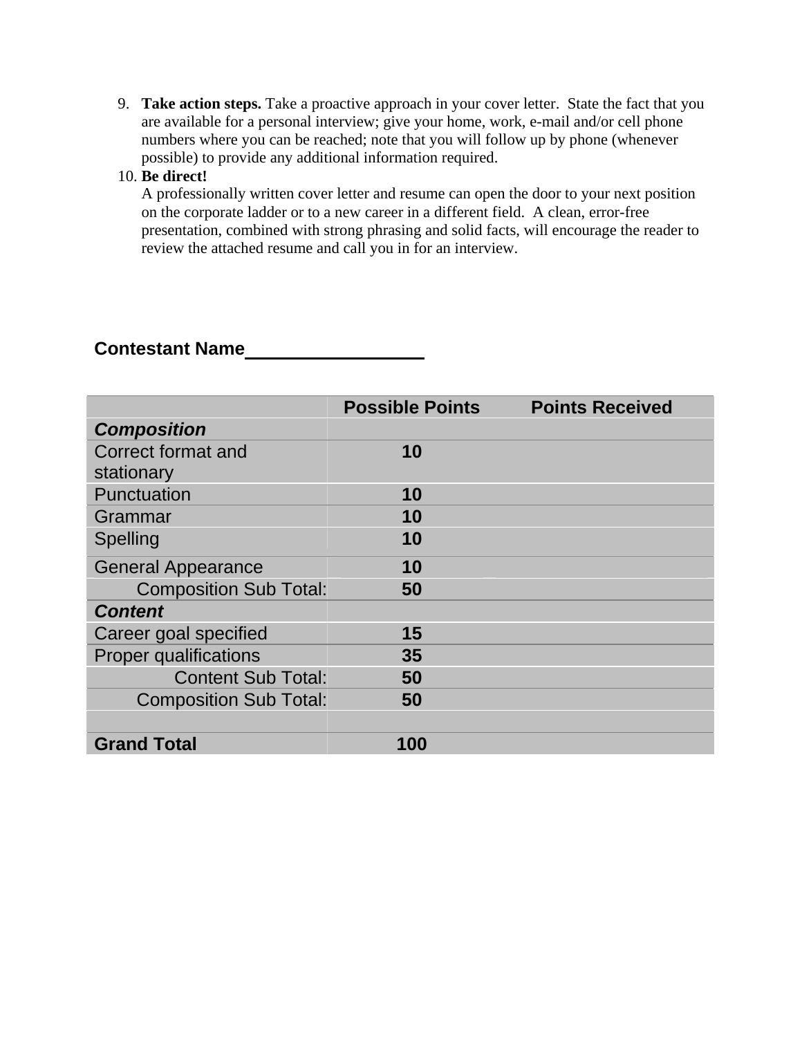9. **Take action steps.** Take a proactive approach in your cover letter. State the fact that you are available for a personal interview; give your home, work, e-mail and/or cell phone numbers where you can be reached; note that you will follow up by phone (whenever possible) to provide any additional information required.
10. **Be direct!**
    A professionally written cover letter and resume can open the door to your next position on the corporate ladder or to a new career in a different field. A clean, error-free presentation, combined with strong phrasing and solid facts, will encourage the reader to review the attached resume and call you in for an interview.

**Contestant Name__________________**

| | Possible Points | Points Received |
|---|---|---|
| ***Composition*** | | |
| Correct format and stationary | **10** | |
| Punctuation | **10** | |
| Grammar | **10** | |
| Spelling | **10** | |
| General Appearance | **10** | |
| Composition Sub Total: | **50** | |
| ***Content*** | | |
| Career goal specified | **15** | |
| Proper qualifications | **35** | |
| Content Sub Total: | **50** | |
| Composition Sub Total: | **50** | |
| | | |
| **Grand Total** | **100** | |